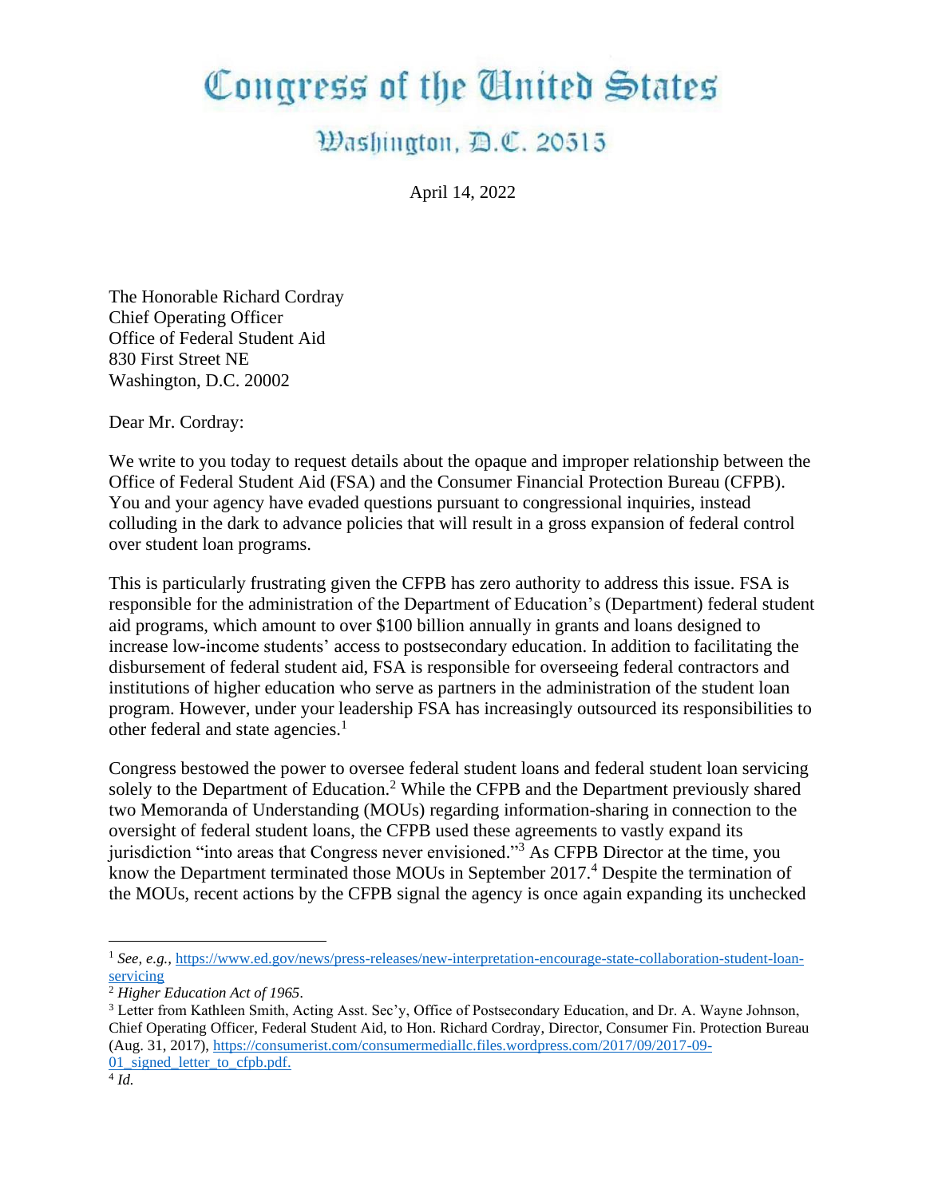# Congress of the United States

## Washington, D.C. 20515

April 14, 2022

The Honorable Richard Cordray
Chief Operating Officer
Office of Federal Student Aid
830 First Street NE
Washington, D.C. 20002

Dear Mr. Cordray:

We write to you today to request details about the opaque and improper relationship between the Office of Federal Student Aid (FSA) and the Consumer Financial Protection Bureau (CFPB). You and your agency have evaded questions pursuant to congressional inquiries, instead colluding in the dark to advance policies that will result in a gross expansion of federal control over student loan programs.

This is particularly frustrating given the CFPB has zero authority to address this issue. FSA is responsible for the administration of the Department of Education's (Department) federal student aid programs, which amount to over $100 billion annually in grants and loans designed to increase low-income students' access to postsecondary education. In addition to facilitating the disbursement of federal student aid, FSA is responsible for overseeing federal contractors and institutions of higher education who serve as partners in the administration of the student loan program. However, under your leadership FSA has increasingly outsourced its responsibilities to other federal and state agencies.[1]

Congress bestowed the power to oversee federal student loans and federal student loan servicing solely to the Department of Education.[2] While the CFPB and the Department previously shared two Memoranda of Understanding (MOUs) regarding information-sharing in connection to the oversight of federal student loans, the CFPB used these agreements to vastly expand its jurisdiction "into areas that Congress never envisioned."[3] As CFPB Director at the time, you know the Department terminated those MOUs in September 2017.[4] Despite the termination of the MOUs, recent actions by the CFPB signal the agency is once again expanding its unchecked

---

[1] *See, e.g.,* https://www.ed.gov/news/press-releases/new-interpretation-encourage-state-collaboration-student-loan-servicing

[2] *Higher Education Act of 1965*.

[3] Letter from Kathleen Smith, Acting Asst. Sec'y, Office of Postsecondary Education, and Dr. A. Wayne Johnson, Chief Operating Officer, Federal Student Aid, to Hon. Richard Cordray, Director, Consumer Fin. Protection Bureau (Aug. 31, 2017), https://consumerist.com/consumermediallc.files.wordpress.com/2017/09/2017-09-01_signed_letter_to_cfpb.pdf.

[4] *Id.*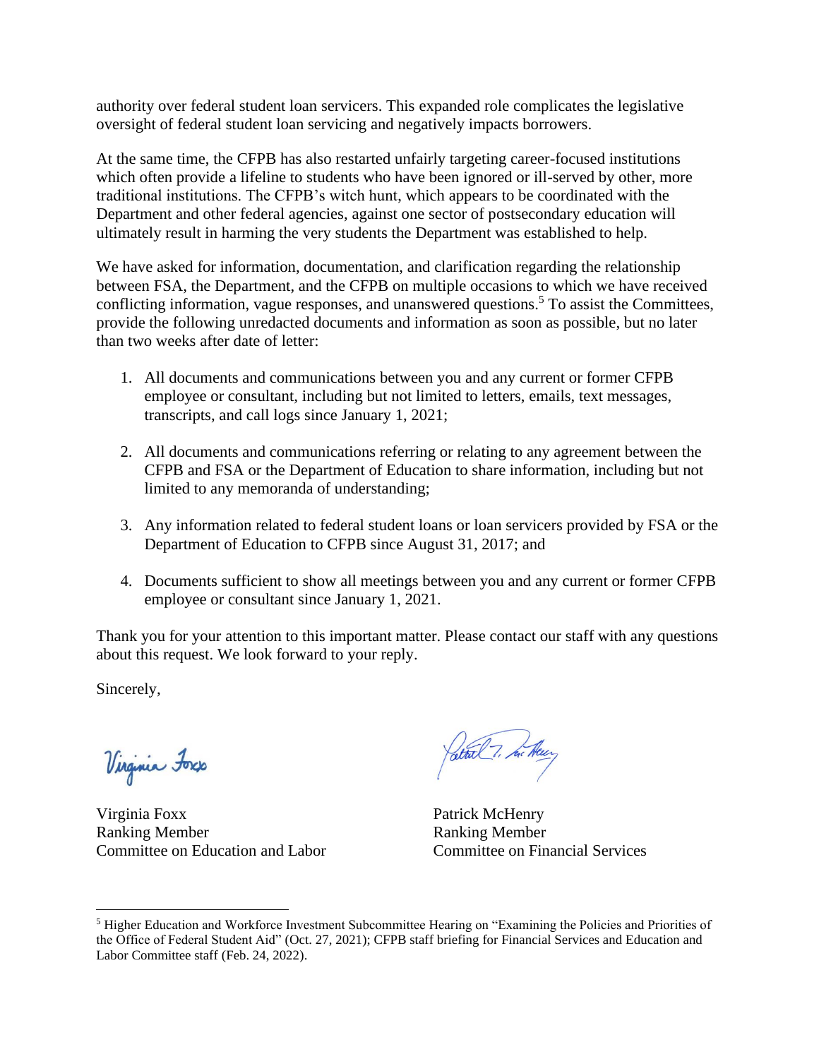authority over federal student loan servicers. This expanded role complicates the legislative oversight of federal student loan servicing and negatively impacts borrowers.

At the same time, the CFPB has also restarted unfairly targeting career-focused institutions which often provide a lifeline to students who have been ignored or ill-served by other, more traditional institutions. The CFPB's witch hunt, which appears to be coordinated with the Department and other federal agencies, against one sector of postsecondary education will ultimately result in harming the very students the Department was established to help.

We have asked for information, documentation, and clarification regarding the relationship between FSA, the Department, and the CFPB on multiple occasions to which we have received conflicting information, vague responses, and unanswered questions.[5] To assist the Committees, provide the following unredacted documents and information as soon as possible, but no later than two weeks after date of letter:

1. All documents and communications between you and any current or former CFPB employee or consultant, including but not limited to letters, emails, text messages, transcripts, and call logs since January 1, 2021;
2. All documents and communications referring or relating to any agreement between the CFPB and FSA or the Department of Education to share information, including but not limited to any memoranda of understanding;
3. Any information related to federal student loans or loan servicers provided by FSA or the Department of Education to CFPB since August 31, 2017; and
4. Documents sufficient to show all meetings between you and any current or former CFPB employee or consultant since January 1, 2021.

Thank you for your attention to this important matter. Please contact our staff with any questions about this request. We look forward to your reply.

Sincerely,

Virginia Foxx
Ranking Member
Committee on Education and Labor

Patrick McHenry
Ranking Member
Committee on Financial Services

[5] Higher Education and Workforce Investment Subcommittee Hearing on "Examining the Policies and Priorities of the Office of Federal Student Aid" (Oct. 27, 2021); CFPB staff briefing for Financial Services and Education and Labor Committee staff (Feb. 24, 2022).